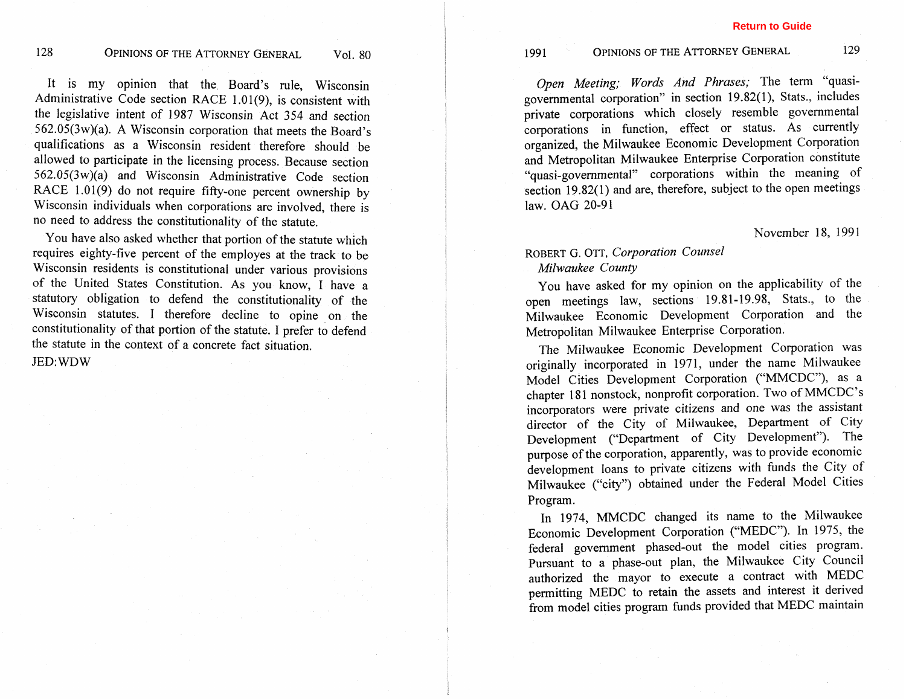It is my opinion that the Board's rule, Wisconsin Administrative Code section RACE 1.01(9), is consistent with the legislative intent of 1987 Wisconsin Act 354 and section 562.05(3w)(a). A Wisconsin corporation that meets the Board's qualifications as a Wisconsin resident therefore should be allowed to participate in the licensing process. Because section 562.05(3w)(a) and Wisconsin Administrative Code section RACE 1.01(9) do not require fifty-one percent ownership by Wisconsin individuals when corporations are involved, there is no need to address the constitutionality of the statute.

You have also asked whether that portion of the statute which requires eighty-five percent of the employes at the track to be Wisconsin residents is constitutional under various provisions of the United States Constitution. As you know, I have a statutory obligation to defend the constitutionality of the Wisconsin statutes. I therefore decline to opine on the constitutionality of that portion of the statute. I prefer to defend the statute in the context of a concrete fact situation.

JED:WDW

*Open Meeting; Words And Phrases;* The term "quasi-governmental corporation" in section 19.82(1), Stats., includes private corporations which closely resemble governmental corporations in function, effect or status. As currently organized, the Milwaukee Economic Development Corporation and Metropolitan Milwaukee Enterprise Corporation constitute "quasi-governmental" corporations within the meaning of section 19.82(1) and are, therefore, subject to the open meetings law. OAG 20-91

November 18, 1991

ROBERT G. OTT, *Corporation Counsel*
*Milwaukee County*

You have asked for my opinion on the applicability of the open meetings law, sections 19.81-19.98, Stats., to the Milwaukee Economic Development Corporation and the Metropolitan Milwaukee Enterprise Corporation.

The Milwaukee Economic Development Corporation was originally incorporated in 1971, under the name Milwaukee Model Cities Development Corporation ("MMCDC"), as a chapter 181 nonstock, nonprofit corporation. Two of MMCDC's incorporators were private citizens and one was the assistant director of the City of Milwaukee, Department of City Development ("Department of City Development"). The purpose of the corporation, apparently, was to provide economic development loans to private citizens with funds the City of Milwaukee ("city") obtained under the Federal Model Cities Program.

In 1974, MMCDC changed its name to the Milwaukee Economic Development Corporation ("MEDC"). In 1975, the federal government phased-out the model cities program. Pursuant to a phase-out plan, the Milwaukee City Council authorized the mayor to execute a contract with MEDC permitting MEDC to retain the assets and interest it derived from model cities program funds provided that MEDC maintain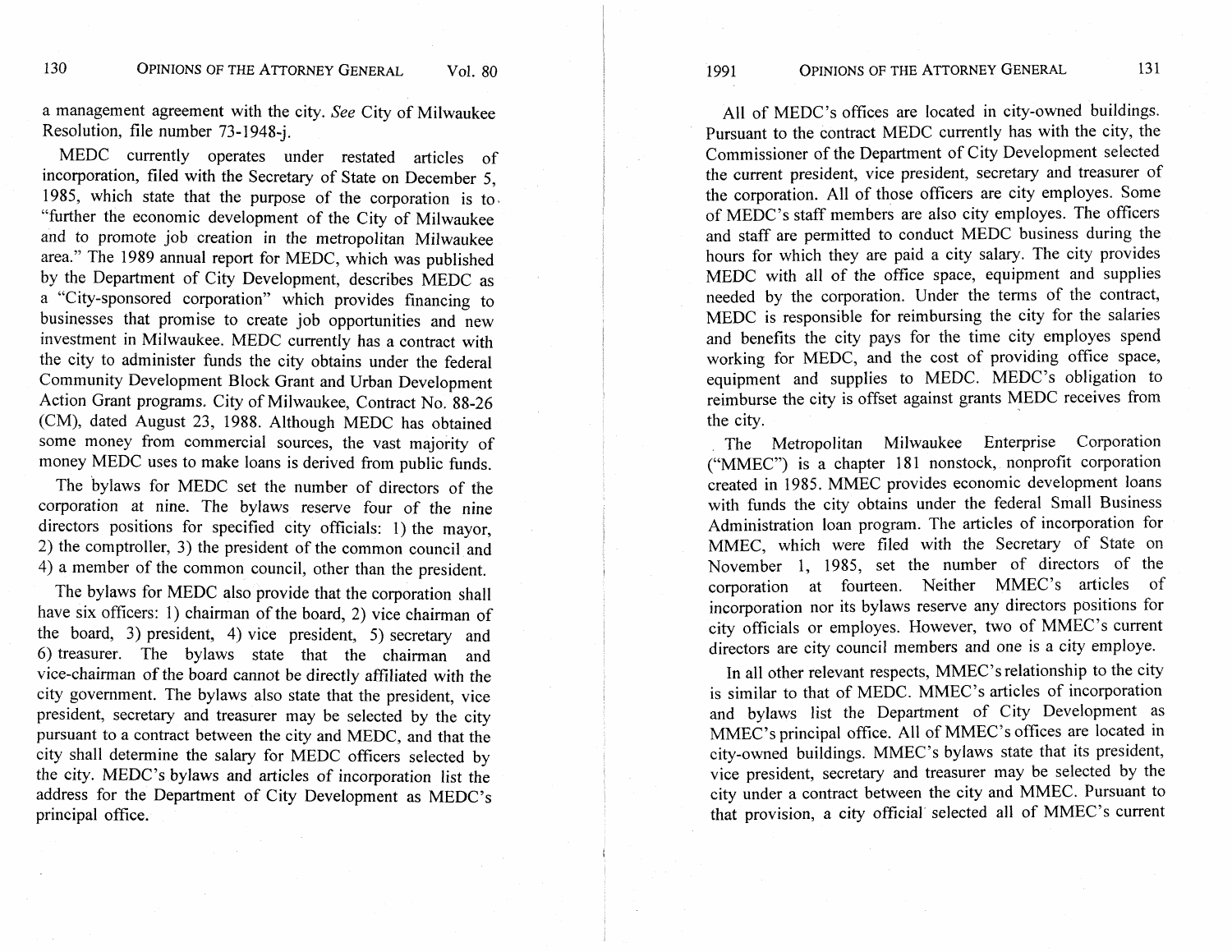a management agreement with the city. *See* City of Milwaukee Resolution, file number 73-1948-j.

MEDC currently operates under restated articles of incorporation, filed with the Secretary of State on December 5, 1985, which state that the purpose of the corporation is to "further the economic development of the City of Milwaukee and to promote job creation in the metropolitan Milwaukee area." The 1989 annual report for MEDC, which was published by the Department of City Development, describes MEDC as a "City-sponsored corporation" which provides financing to businesses that promise to create job opportunities and new investment in Milwaukee. MEDC currently has a contract with the city to administer funds the city obtains under the federal Community Development Block Grant and Urban Development Action Grant programs. City of Milwaukee, Contract No. 88-26 (CM), dated August 23, 1988. Although MEDC has obtained some money from commercial sources, the vast majority of money MEDC uses to make loans is derived from public funds.

The bylaws for MEDC set the number of directors of the corporation at nine. The bylaws reserve four of the nine directors positions for specified city officials: 1) the mayor, 2) the comptroller, 3) the president of the common council and 4) a member of the common council, other than the president.

The bylaws for MEDC also provide that the corporation shall have six officers: 1) chairman of the board, 2) vice chairman of the board, 3) president, 4) vice president, 5) secretary and 6) treasurer. The bylaws state that the chairman and vice-chairman of the board cannot be directly affiliated with the city government. The bylaws also state that the president, vice president, secretary and treasurer may be selected by the city pursuant to a contract between the city and MEDC, and that the city shall determine the salary for MEDC officers selected by the city. MEDC's bylaws and articles of incorporation list the address for the Department of City Development as MEDC's principal office.

All of MEDC's offices are located in city-owned buildings. Pursuant to the contract MEDC currently has with the city, the Commissioner of the Department of City Development selected the current president, vice president, secretary and treasurer of the corporation. All of those officers are city employes. Some of MEDC's staff members are also city employes. The officers and staff are permitted to conduct MEDC business during the hours for which they are paid a city salary. The city provides MEDC with all of the office space, equipment and supplies needed by the corporation. Under the terms of the contract, MEDC is responsible for reimbursing the city for the salaries and benefits the city pays for the time city employes spend working for MEDC, and the cost of providing office space, equipment and supplies to MEDC. MEDC's obligation to reimburse the city is offset against grants MEDC receives from the city.

The Metropolitan Milwaukee Enterprise Corporation ("MMEC") is a chapter 181 nonstock, nonprofit corporation created in 1985. MMEC provides economic development loans with funds the city obtains under the federal Small Business Administration loan program. The articles of incorporation for MMEC, which were filed with the Secretary of State on November 1, 1985, set the number of directors of the corporation at fourteen. Neither MMEC's articles of incorporation nor its bylaws reserve any directors positions for city officials or employes. However, two of MMEC's current directors are city council members and one is a city employe.

In all other relevant respects, MMEC's relationship to the city is similar to that of MEDC. MMEC's articles of incorporation and bylaws list the Department of City Development as MMEC's principal office. All of MMEC's offices are located in city-owned buildings. MMEC's bylaws state that its president, vice president, secretary and treasurer may be selected by the city under a contract between the city and MMEC. Pursuant to that provision, a city official selected all of MMEC's current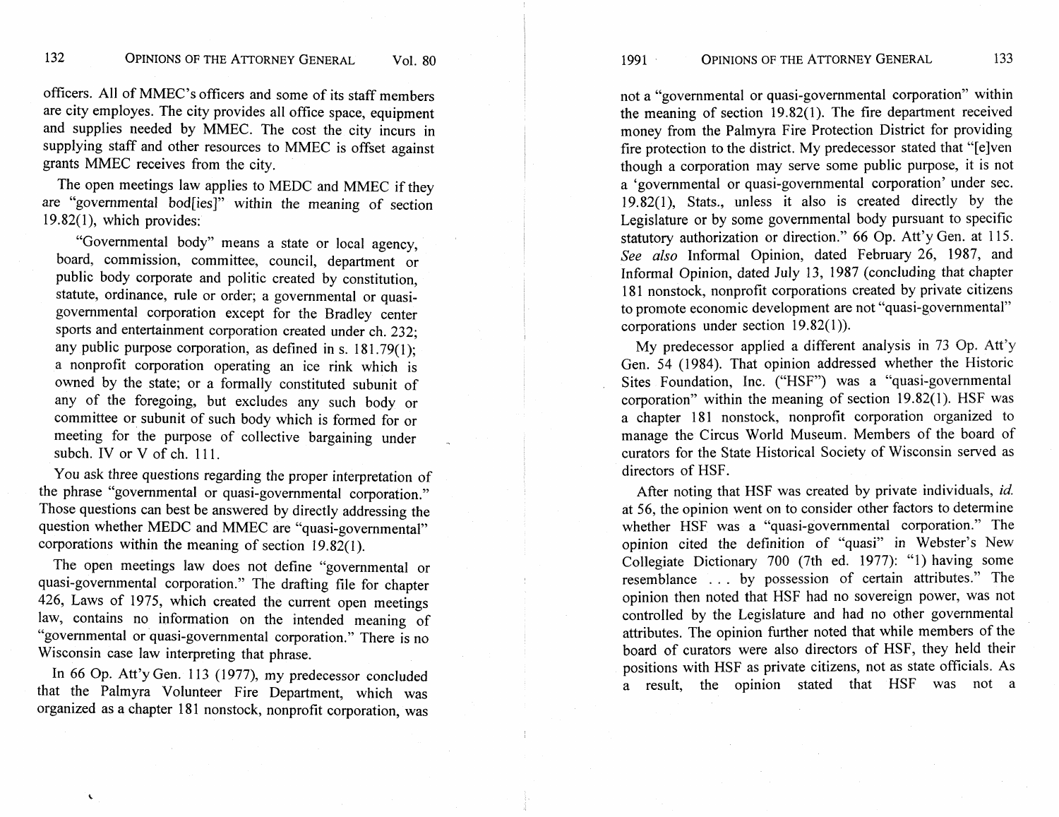officers. All of MMEC's officers and some of its staff members are city employes. The city provides all office space, equipment and supplies needed by MMEC. The cost the city incurs in supplying staff and other resources to MMEC is offset against grants MMEC receives from the city.

The open meetings law applies to MEDC and MMEC if they are "governmental bod[ies]" within the meaning of section 19.82(1), which provides:

> "Governmental body" means a state or local agency, board, commission, committee, council, department or public body corporate and politic created by constitution, statute, ordinance, rule or order; a governmental or quasi-governmental corporation except for the Bradley center sports and entertainment corporation created under ch. 232; any public purpose corporation, as defined in s. 181.79(1); a nonprofit corporation operating an ice rink which is owned by the state; or a formally constituted subunit of any of the foregoing, but excludes any such body or committee or subunit of such body which is formed for or meeting for the purpose of collective bargaining under subch. IV or V of ch. 111.

You ask three questions regarding the proper interpretation of the phrase "governmental or quasi-governmental corporation." Those questions can best be answered by directly addressing the question whether MEDC and MMEC are "quasi-governmental" corporations within the meaning of section 19.82(1).

The open meetings law does not define "governmental or quasi-governmental corporation." The drafting file for chapter 426, Laws of 1975, which created the current open meetings law, contains no information on the intended meaning of "governmental or quasi-governmental corporation." There is no Wisconsin case law interpreting that phrase.

In 66 Op. Att'y Gen. 113 (1977), my predecessor concluded that the Palmyra Volunteer Fire Department, which was organized as a chapter 181 nonstock, nonprofit corporation, was not a "governmental or quasi-governmental corporation" within the meaning of section 19.82(1). The fire department received money from the Palmyra Fire Protection District for providing fire protection to the district. My predecessor stated that "[e]ven though a corporation may serve some public purpose, it is not a 'governmental or quasi-governmental corporation' under sec. 19.82(1), Stats., unless it also is created directly by the Legislature or by some governmental body pursuant to specific statutory authorization or direction." 66 Op. Att'y Gen. at 115. *See also* Informal Opinion, dated February 26, 1987, and Informal Opinion, dated July 13, 1987 (concluding that chapter 181 nonstock, nonprofit corporations created by private citizens to promote economic development are not "quasi-governmental" corporations under section 19.82(1)).

My predecessor applied a different analysis in 73 Op. Att'y Gen. 54 (1984). That opinion addressed whether the Historic Sites Foundation, Inc. ("HSF") was a "quasi-governmental corporation" within the meaning of section 19.82(1). HSF was a chapter 181 nonstock, nonprofit corporation organized to manage the Circus World Museum. Members of the board of curators for the State Historical Society of Wisconsin served as directors of HSF.

After noting that HSF was created by private individuals, *id.* at 56, the opinion went on to consider other factors to determine whether HSF was a "quasi-governmental corporation." The opinion cited the definition of "quasi" in Webster's New Collegiate Dictionary 700 (7th ed. 1977): "1) having some resemblance . . . by possession of certain attributes." The opinion then noted that HSF had no sovereign power, was not controlled by the Legislature and had no other governmental attributes. The opinion further noted that while members of the board of curators were also directors of HSF, they held their positions with HSF as private citizens, not as state officials. As a result, the opinion stated that HSF was not a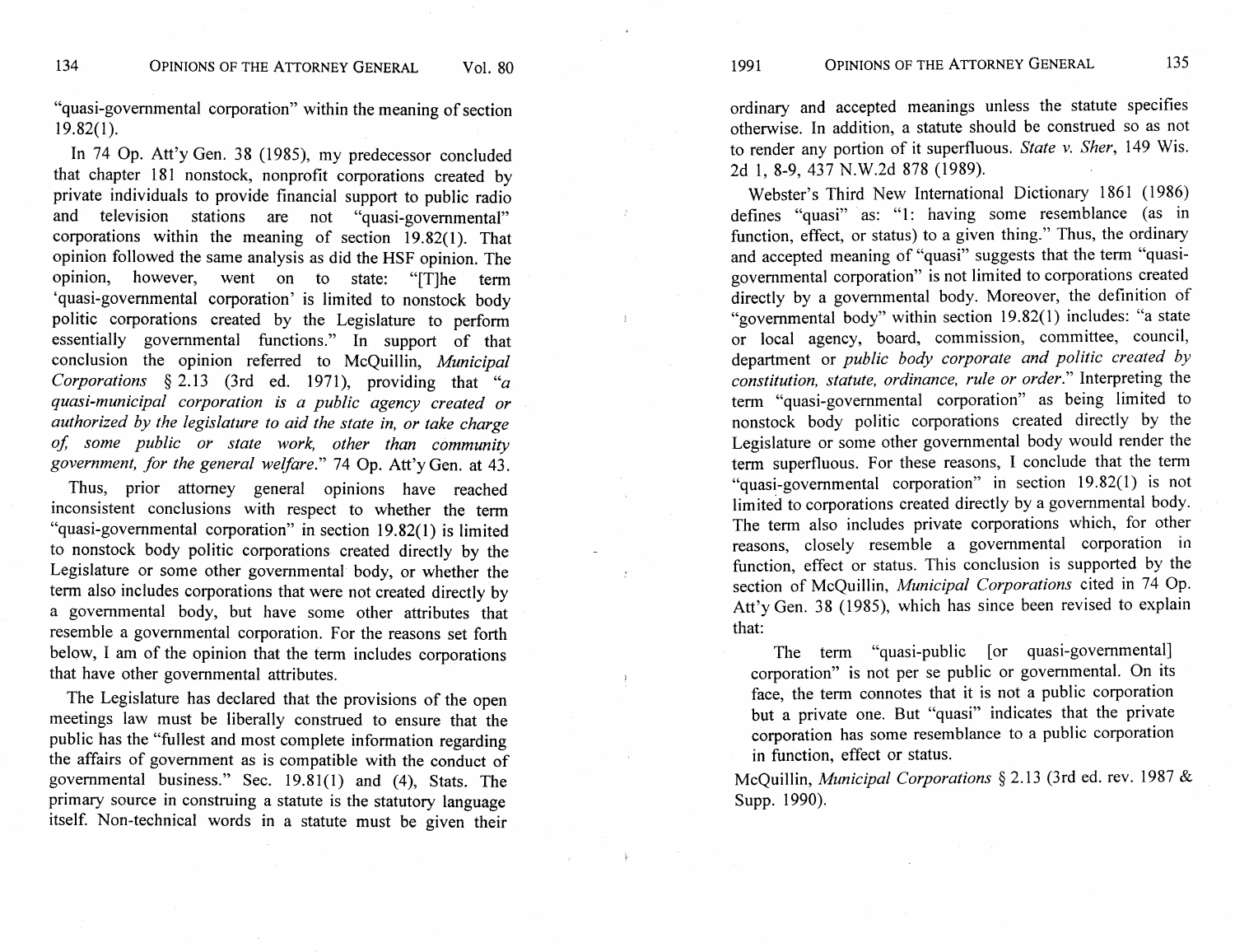"quasi-governmental corporation" within the meaning of section 19.82(1).

In 74 Op. Att'y Gen. 38 (1985), my predecessor concluded that chapter 181 nonstock, nonprofit corporations created by private individuals to provide financial support to public radio and television stations are not "quasi-governmental" corporations within the meaning of section 19.82(1). That opinion followed the same analysis as did the HSF opinion. The opinion, however, went on to state: "[T]he term 'quasi-governmental corporation' is limited to nonstock body politic corporations created by the Legislature to perform essentially governmental functions." In support of that conclusion the opinion referred to McQuillin, *Municipal Corporations* § 2.13 (3rd ed. 1971), providing that *"a quasi-municipal corporation is a public agency created or authorized by the legislature to aid the state in, or take charge of, some public or state work, other than community government, for the general welfare."* 74 Op. Att'y Gen. at 43.

Thus, prior attorney general opinions have reached inconsistent conclusions with respect to whether the term "quasi-governmental corporation" in section 19.82(1) is limited to nonstock body politic corporations created directly by the Legislature or some other governmental body, or whether the term also includes corporations that were not created directly by a governmental body, but have some other attributes that resemble a governmental corporation. For the reasons set forth below, I am of the opinion that the term includes corporations that have other governmental attributes.

The Legislature has declared that the provisions of the open meetings law must be liberally construed to ensure that the public has the "fullest and most complete information regarding the affairs of government as is compatible with the conduct of governmental business." Sec. 19.81(1) and (4), Stats. The primary source in construing a statute is the statutory language itself. Non-technical words in a statute must be given their ordinary and accepted meanings unless the statute specifies otherwise. In addition, a statute should be construed so as not to render any portion of it superfluous. *State v. Sher*, 149 Wis. 2d 1, 8-9, 437 N.W.2d 878 (1989).

Webster's Third New International Dictionary 1861 (1986) defines "quasi" as: "1: having some resemblance (as in function, effect, or status) to a given thing." Thus, the ordinary and accepted meaning of "quasi" suggests that the term "quasi-governmental corporation" is not limited to corporations created directly by a governmental body. Moreover, the definition of "governmental body" within section 19.82(1) includes: "a state or local agency, board, commission, committee, council, department or *public body corporate and politic created by constitution, statute, ordinance, rule or order*." Interpreting the term "quasi-governmental corporation" as being limited to nonstock body politic corporations created directly by the Legislature or some other governmental body would render the term superfluous. For these reasons, I conclude that the term "quasi-governmental corporation" in section 19.82(1) is not limited to corporations created directly by a governmental body. The term also includes private corporations which, for other reasons, closely resemble a governmental corporation in function, effect or status. This conclusion is supported by the section of McQuillin, *Municipal Corporations* cited in 74 Op. Att'y Gen. 38 (1985), which has since been revised to explain that:

> The term "quasi-public [or quasi-governmental] corporation" is not per se public or governmental. On its face, the term connotes that it is not a public corporation but a private one. But "quasi" indicates that the private corporation has some resemblance to a public corporation in function, effect or status.

McQuillin, *Municipal Corporations* § 2.13 (3rd ed. rev. 1987 & Supp. 1990).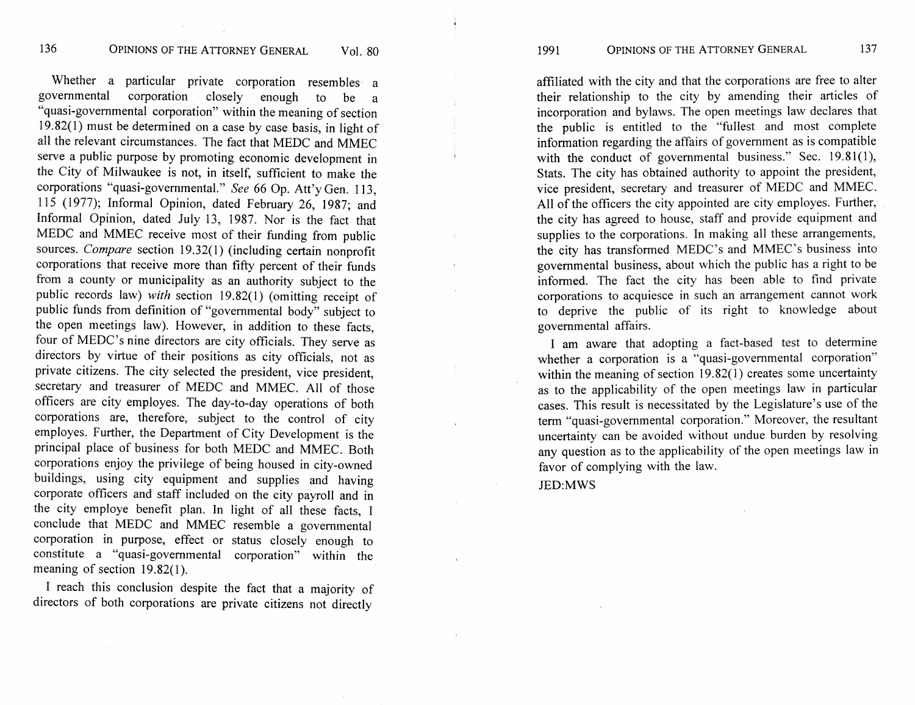Whether a particular private corporation resembles a governmental corporation closely enough to be a "quasi-governmental corporation" within the meaning of section 19.82(1) must be determined on a case by case basis, in light of all the relevant circumstances. The fact that MEDC and MMEC serve a public purpose by promoting economic development in the City of Milwaukee is not, in itself, sufficient to make the corporations "quasi-governmental." *See* 66 Op. Att'y Gen. 113, 115 (1977); Informal Opinion, dated February 26, 1987; and Informal Opinion, dated July 13, 1987. Nor is the fact that MEDC and MMEC receive most of their funding from public sources. *Compare* section 19.32(1) (including certain nonprofit corporations that receive more than fifty percent of their funds from a county or municipality as an authority subject to the public records law) *with* section 19.82(1) (omitting receipt of public funds from definition of "governmental body" subject to the open meetings law). However, in addition to these facts, four of MEDC's nine directors are city officials. They serve as directors by virtue of their positions as city officials, not as private citizens. The city selected the president, vice president, secretary and treasurer of MEDC and MMEC. All of those officers are city employes. The day-to-day operations of both corporations are, therefore, subject to the control of city employes. Further, the Department of City Development is the principal place of business for both MEDC and MMEC. Both corporations enjoy the privilege of being housed in city-owned buildings, using city equipment and supplies and having corporate officers and staff included on the city payroll and in the city employe benefit plan. In light of all these facts, I conclude that MEDC and MMEC resemble a governmental corporation in purpose, effect or status closely enough to constitute a "quasi-governmental corporation" within the meaning of section 19.82(1).

I reach this conclusion despite the fact that a majority of directors of both corporations are private citizens not directly affiliated with the city and that the corporations are free to alter their relationship to the city by amending their articles of incorporation and bylaws. The open meetings law declares that the public is entitled to the "fullest and most complete information regarding the affairs of government as is compatible with the conduct of governmental business." Sec. 19.81(1), Stats. The city has obtained authority to appoint the president, vice president, secretary and treasurer of MEDC and MMEC. All of the officers the city appointed are city employes. Further, the city has agreed to house, staff and provide equipment and supplies to the corporations. In making all these arrangements, the city has transformed MEDC's and MMEC's business into governmental business, about which the public has a right to be informed. The fact the city has been able to find private corporations to acquiesce in such an arrangement cannot work to deprive the public of its right to knowledge about governmental affairs.

I am aware that adopting a fact-based test to determine whether a corporation is a "quasi-governmental corporation" within the meaning of section 19.82(1) creates some uncertainty as to the applicability of the open meetings law in particular cases. This result is necessitated by the Legislature's use of the term "quasi-governmental corporation." Moreover, the resultant uncertainty can be avoided without undue burden by resolving any question as to the applicability of the open meetings law in favor of complying with the law.

JED:MWS